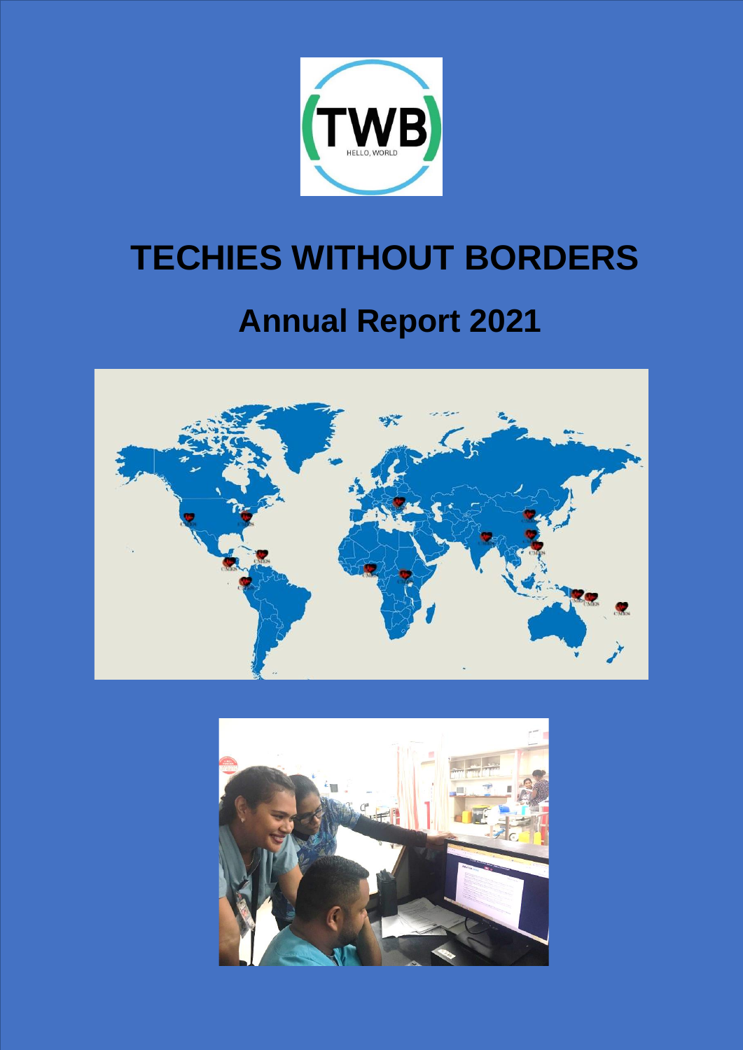# TECHIES WITHOUT BORDERS

## Annual Report 2021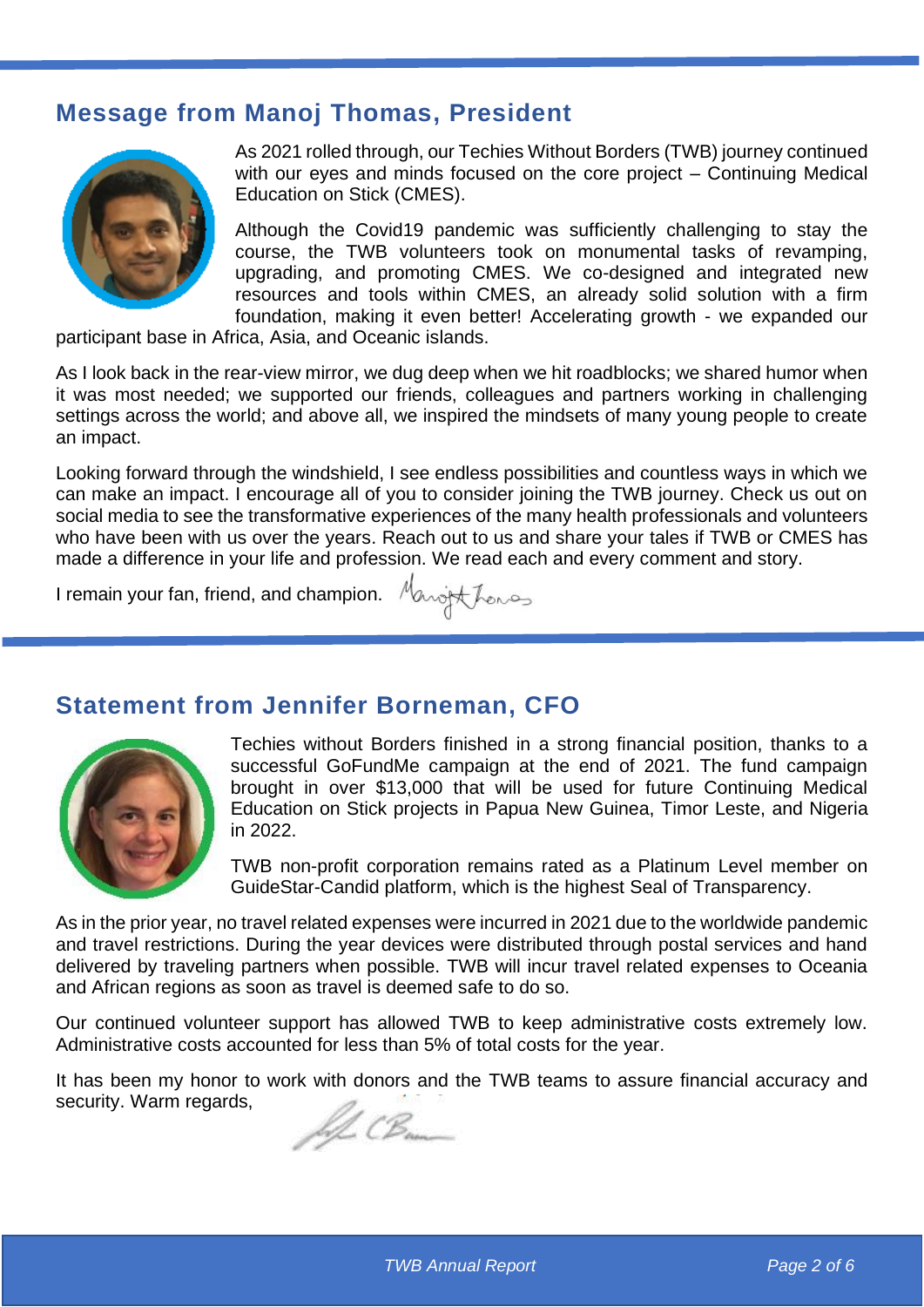## Message from Manoj Thomas, President

As 2021 rolled through, our Techies Without Borders (TWB) journey continued with our eyes and minds focused on the core project – Continuing Medical Education on Stick (CMES).

Although the Covid19 pandemic was sufficiently challenging to stay the course, the TWB volunteers took on monumental tasks of revamping, upgrading, and promoting CMES. We co-designed and integrated new resources and tools within CMES, an already solid solution with a firm foundation, making it even better! Accelerating growth - we expanded our participant base in Africa, Asia, and Oceanic islands.

As I look back in the rear-view mirror, we dug deep when we hit roadblocks; we shared humor when it was most needed; we supported our friends, colleagues and partners working in challenging settings across the world; and above all, we inspired the mindsets of many young people to create an impact.

Looking forward through the windshield, I see endless possibilities and countless ways in which we can make an impact. I encourage all of you to consider joining the TWB journey. Check us out on social media to see the transformative experiences of the many health professionals and volunteers who have been with us over the years. Reach out to us and share your tales if TWB or CMES has made a difference in your life and profession. We read each and every comment and story.

I remain your fan, friend, and champion.

## Statement from Jennifer Borneman, CFO

Techies without Borders finished in a strong financial position, thanks to a successful GoFundMe campaign at the end of 2021. The fund campaign brought in over $13,000 that will be used for future Continuing Medical Education on Stick projects in Papua New Guinea, Timor Leste, and Nigeria in 2022.

TWB non-profit corporation remains rated as a Platinum Level member on GuideStar-Candid platform, which is the highest Seal of Transparency.

As in the prior year, no travel related expenses were incurred in 2021 due to the worldwide pandemic and travel restrictions. During the year devices were distributed through postal services and hand delivered by traveling partners when possible. TWB will incur travel related expenses to Oceania and African regions as soon as travel is deemed safe to do so.

Our continued volunteer support has allowed TWB to keep administrative costs extremely low. Administrative costs accounted for less than 5% of total costs for the year.

It has been my honor to work with donors and the TWB teams to assure financial accuracy and security. Warm regards,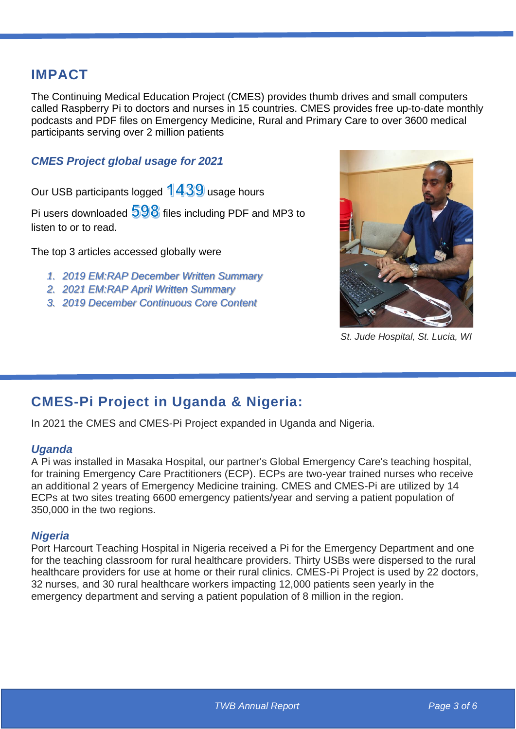## IMPACT

The Continuing Medical Education Project (CMES) provides thumb drives and small computers called Raspberry Pi to doctors and nurses in 15 countries. CMES provides free up-to-date monthly podcasts and PDF files on Emergency Medicine, Rural and Primary Care to over 3600 medical participants serving over 2 million patients

### *CMES Project global usage for 2021*

Our USB participants logged **1439** usage hours

Pi users downloaded **598** files including PDF and MP3 to listen to or to read.

The top 3 articles accessed globally were

1. *2019 EM:RAP December Written Summary*
2. *2021 EM:RAP April Written Summary*
3. *2019 December Continuous Core Content*

*St. Jude Hospital, St. Lucia, WI*

## CMES-Pi Project in Uganda & Nigeria:

In 2021 the CMES and CMES-Pi Project expanded in Uganda and Nigeria.

### *Uganda*

A Pi was installed in Masaka Hospital, our partner's Global Emergency Care's teaching hospital, for training Emergency Care Practitioners (ECP). ECPs are two-year trained nurses who receive an additional 2 years of Emergency Medicine training. CMES and CMES-Pi are utilized by 14 ECPs at two sites treating 6600 emergency patients/year and serving a patient population of 350,000 in the two regions.

### *Nigeria*

Port Harcourt Teaching Hospital in Nigeria received a Pi for the Emergency Department and one for the teaching classroom for rural healthcare providers. Thirty USBs were dispersed to the rural healthcare providers for use at home or their rural clinics. CMES-Pi Project is used by 22 doctors, 32 nurses, and 30 rural healthcare workers impacting 12,000 patients seen yearly in the emergency department and serving a patient population of 8 million in the region.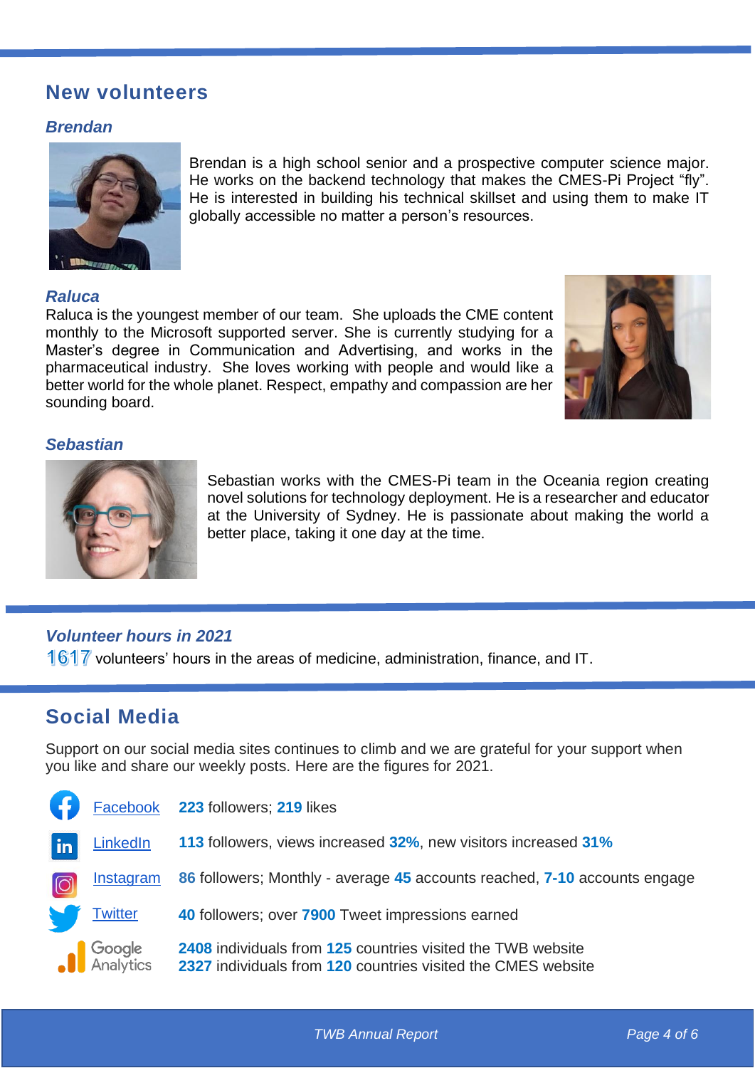## New volunteers

### *Brendan*

Brendan is a high school senior and a prospective computer science major. He works on the backend technology that makes the CMES-Pi Project "fly". He is interested in building his technical skillset and using them to make IT globally accessible no matter a person's resources.

### *Raluca*

Raluca is the youngest member of our team. She uploads the CME content monthly to the Microsoft supported server. She is currently studying for a Master's degree in Communication and Advertising, and works in the pharmaceutical industry. She loves working with people and would like a better world for the whole planet. Respect, empathy and compassion are her sounding board.

### *Sebastian*

Sebastian works with the CMES-Pi team in the Oceania region creating novel solutions for technology deployment. He is a researcher and educator at the University of Sydney. He is passionate about making the world a better place, taking it one day at the time.

### *Volunteer hours in 2021*

**1617** volunteers' hours in the areas of medicine, administration, finance, and IT.

## Social Media

Support on our social media sites continues to climb and we are grateful for your support when you like and share our weekly posts. Here are the figures for 2021.

| | |
|---|---|
| Facebook | **223** followers; **219** likes |
| LinkedIn | **113** followers, views increased **32%**, new visitors increased **31%** |
| Instagram | **86** followers; Monthly - average **45** accounts reached, **7-10** accounts engage |
| Twitter | **40** followers; over **7900** Tweet impressions earned |
| Google Analytics | **2408** individuals from **125** countries visited the TWB website<br>**2327** individuals from **120** countries visited the CMES website |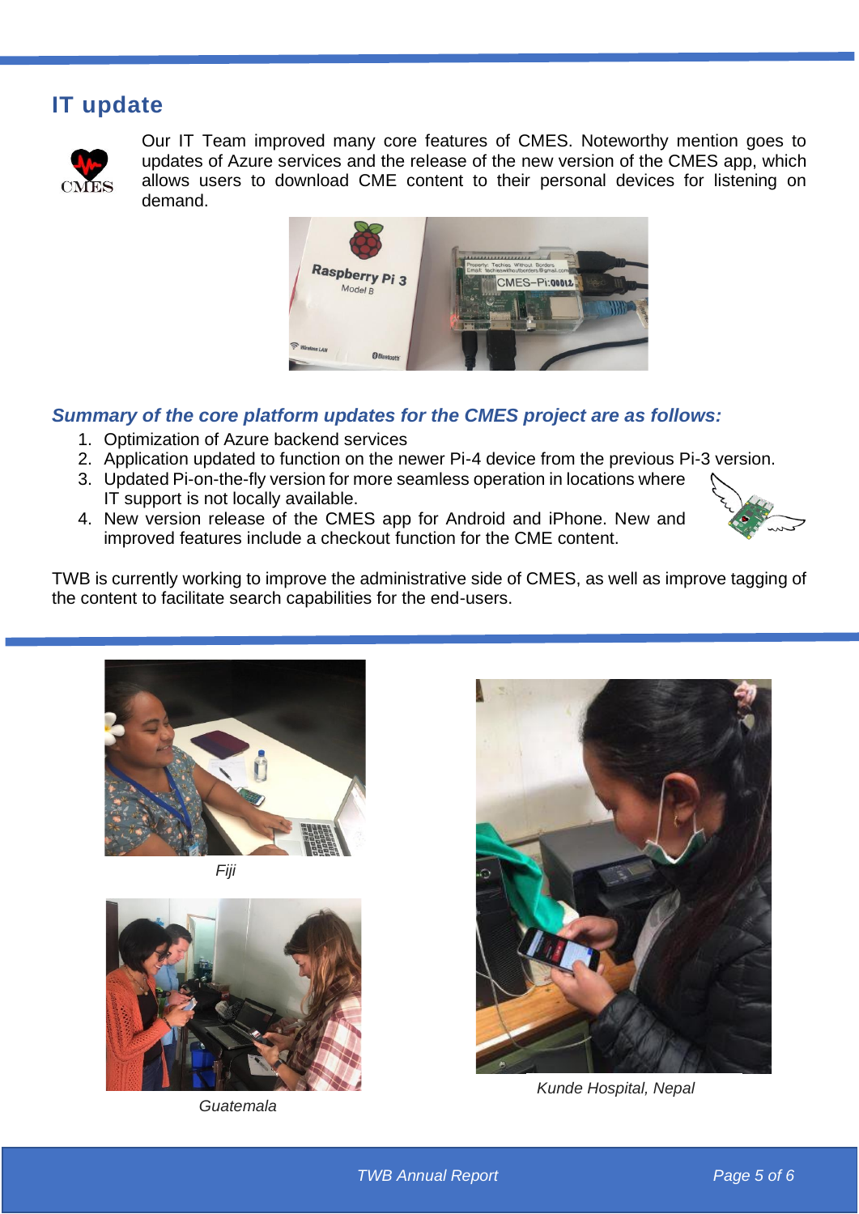## IT update

Our IT Team improved many core features of CMES. Noteworthy mention goes to updates of Azure services and the release of the new version of the CMES app, which allows users to download CME content to their personal devices for listening on demand.

### *Summary of the core platform updates for the CMES project are as follows:*

1. Optimization of Azure backend services
2. Application updated to function on the newer Pi-4 device from the previous Pi-3 version.
3. Updated Pi-on-the-fly version for more seamless operation in locations where IT support is not locally available.
4. New version release of the CMES app for Android and iPhone. New and improved features include a checkout function for the CME content.

TWB is currently working to improve the administrative side of CMES, as well as improve tagging of the content to facilitate search capabilities for the end-users.

*Fiji*

*Guatemala*

*Kunde Hospital, Nepal*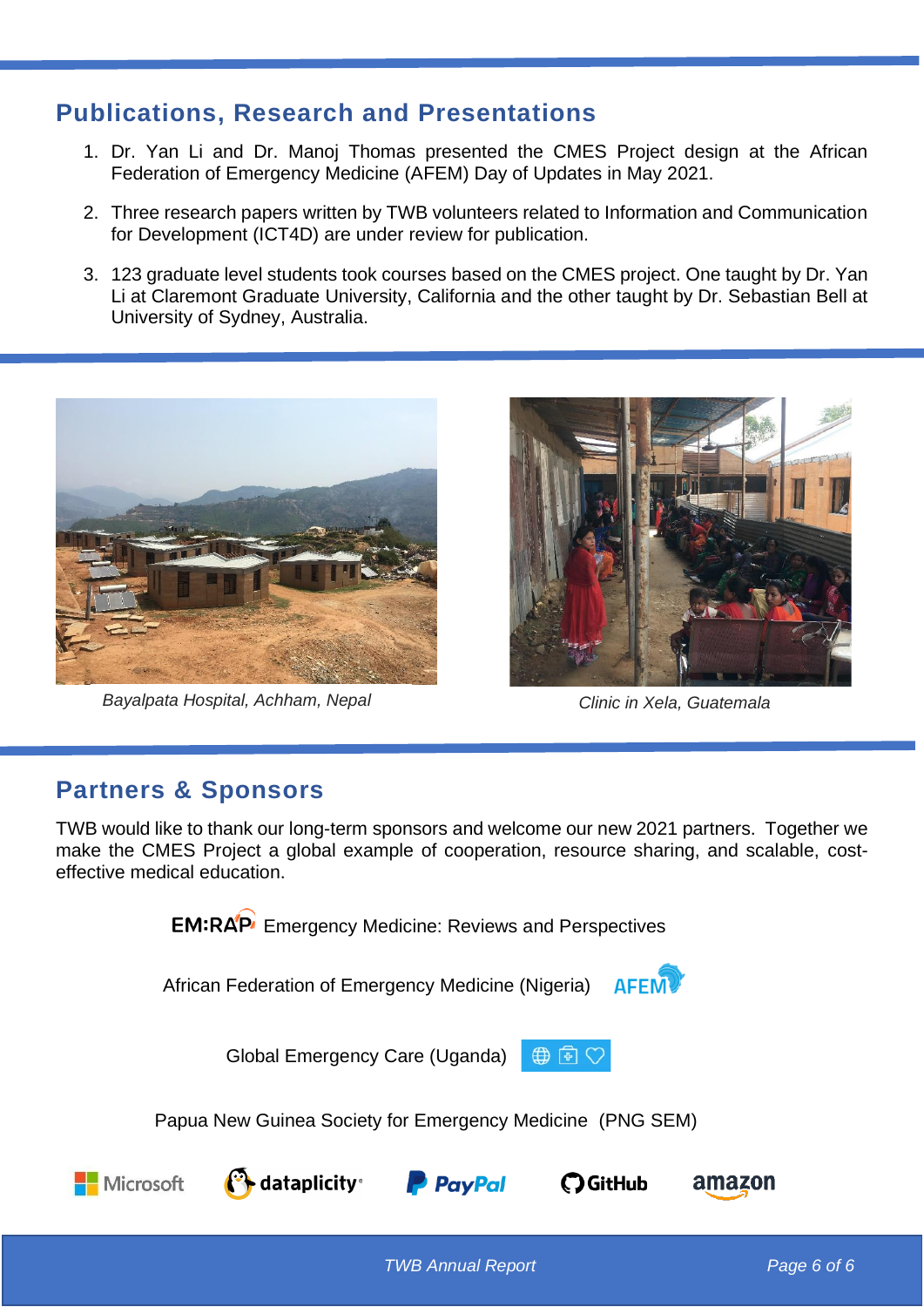## Publications, Research and Presentations

1. Dr. Yan Li and Dr. Manoj Thomas presented the CMES Project design at the African Federation of Emergency Medicine (AFEM) Day of Updates in May 2021.
2. Three research papers written by TWB volunteers related to Information and Communication for Development (ICT4D) are under review for publication.
3. 123 graduate level students took courses based on the CMES project. One taught by Dr. Yan Li at Claremont Graduate University, California and the other taught by Dr. Sebastian Bell at University of Sydney, Australia.

*Bayalpata Hospital, Achham, Nepal*

*Clinic in Xela, Guatemala*

## Partners & Sponsors

TWB would like to thank our long-term sponsors and welcome our new 2021 partners. Together we make the CMES Project a global example of cooperation, resource sharing, and scalable, cost-effective medical education.

EM:RAP Emergency Medicine: Reviews and Perspectives

African Federation of Emergency Medicine (Nigeria) AFEM

Global Emergency Care (Uganda)

Papua New Guinea Society for Emergency Medicine (PNG SEM)

Microsoft dataplicity PayPal GitHub amazon